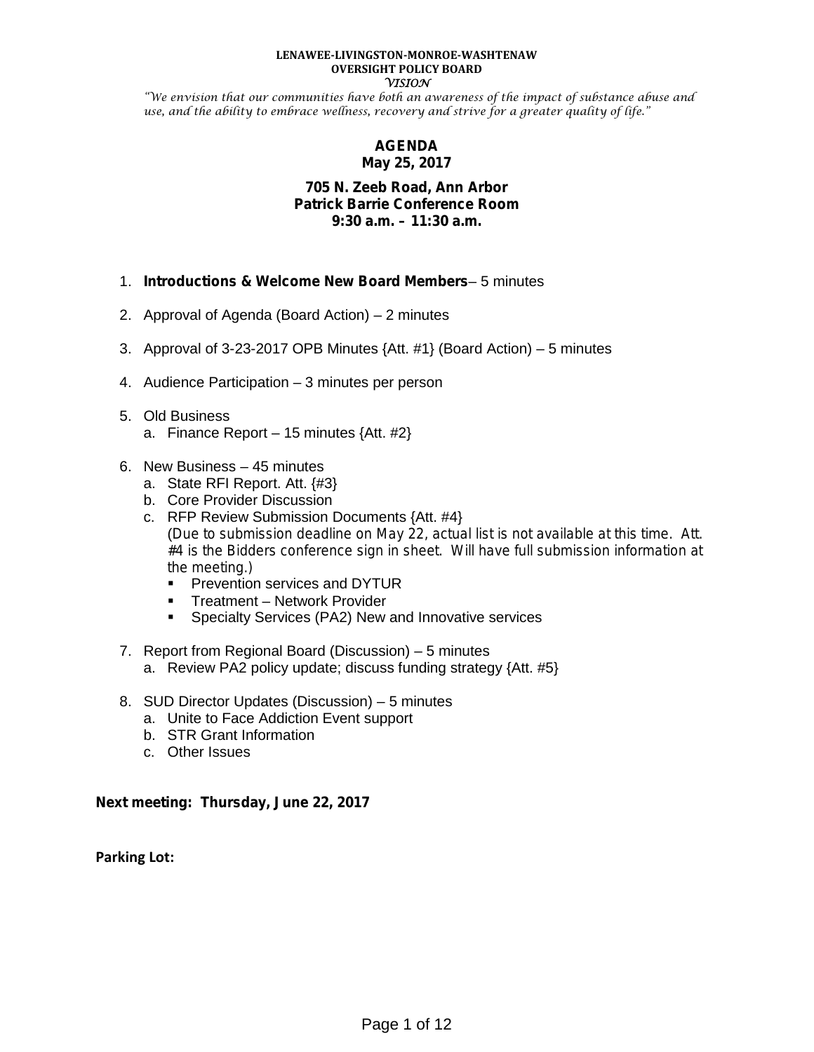**LENAWEE-LIVINGSTON-MONROE-WASHTENAW**
**OVERSIGHT POLICY BOARD**
*VISION*

*"We envision that our communities have both an awareness of the impact of substance abuse and use, and the ability to embrace wellness, recovery and strive for a greater quality of life."*

# AGENDA
## May 25, 2017

**705 N. Zeeb Road, Ann Arbor**
**Patrick Barrie Conference Room**
**9:30 a.m. – 11:30 a.m.**

1. **Introductions & Welcome New Board Members**– 5 minutes

2. Approval of Agenda (Board Action) – 2 minutes

3. Approval of 3-23-2017 OPB Minutes {Att. #1} (Board Action) – 5 minutes

4. Audience Participation – 3 minutes per person

5. Old Business
   a. Finance Report – 15 minutes {Att. #2}

6. New Business – 45 minutes
   a. State RFI Report. Att. {#3}
   b. Core Provider Discussion
   c. RFP Review Submission Documents {Att. #4}
      (Due to submission deadline on May 22, actual list is not available at this time. Att. #4 is the Bidders conference sign in sheet. Will have full submission information at the meeting.)
      - Prevention services and DYTUR
      - Treatment – Network Provider
      - Specialty Services (PA2) New and Innovative services

7. Report from Regional Board (Discussion) – 5 minutes
   a. Review PA2 policy update; discuss funding strategy {Att. #5}

8. SUD Director Updates (Discussion) – 5 minutes
   a. Unite to Face Addiction Event support
   b. STR Grant Information
   c. Other Issues

**Next meeting: Thursday, June 22, 2017**

**Parking Lot:**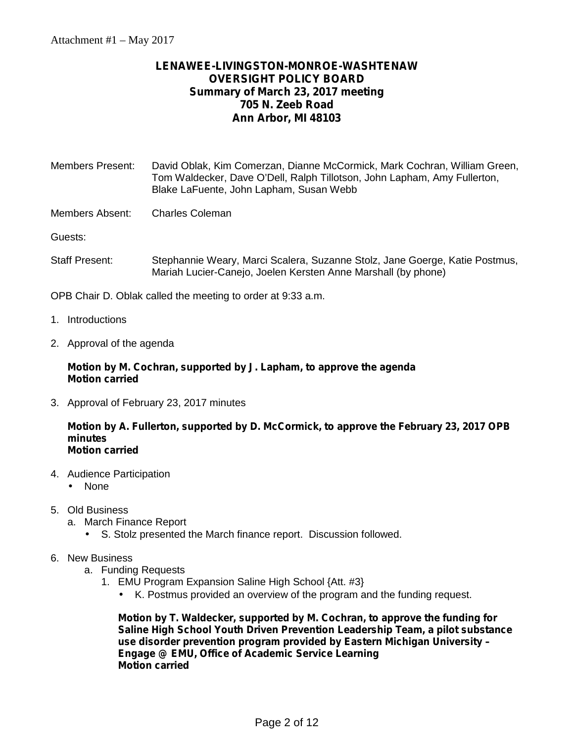Attachment #1 – May 2017

# LENAWEE-LIVINGSTON-MONROE-WASHTENAW OVERSIGHT POLICY BOARD

## Summary of March 23, 2017 meeting

### 705 N. Zeeb Road
### Ann Arbor, MI 48103

Members Present: David Oblak, Kim Comerzan, Dianne McCormick, Mark Cochran, William Green, Tom Waldecker, Dave O'Dell, Ralph Tillotson, John Lapham, Amy Fullerton, Blake LaFuente, John Lapham, Susan Webb

Members Absent: Charles Coleman

Guests:

Staff Present: Stephannie Weary, Marci Scalera, Suzanne Stolz, Jane Goerge, Katie Postmus, Mariah Lucier-Canejo, Joelen Kersten Anne Marshall (by phone)

OPB Chair D. Oblak called the meeting to order at 9:33 a.m.

1. Introductions

2. Approval of the agenda

   **Motion by M. Cochran, supported by J. Lapham, to approve the agenda**
   **Motion carried**

3. Approval of February 23, 2017 minutes

   **Motion by A. Fullerton, supported by D. McCormick, to approve the February 23, 2017 OPB minutes**
   **Motion carried**

4. Audience Participation
   - None

5. Old Business
   a. March Finance Report
      - S. Stolz presented the March finance report. Discussion followed.

6. New Business
   a. Funding Requests
      1. EMU Program Expansion Saline High School {Att. #3}
         - K. Postmus provided an overview of the program and the funding request.

         **Motion by T. Waldecker, supported by M. Cochran, to approve the funding for Saline High School Youth Driven Prevention Leadership Team, a pilot substance use disorder prevention program provided by Eastern Michigan University – Engage @ EMU, Office of Academic Service Learning**
         **Motion carried**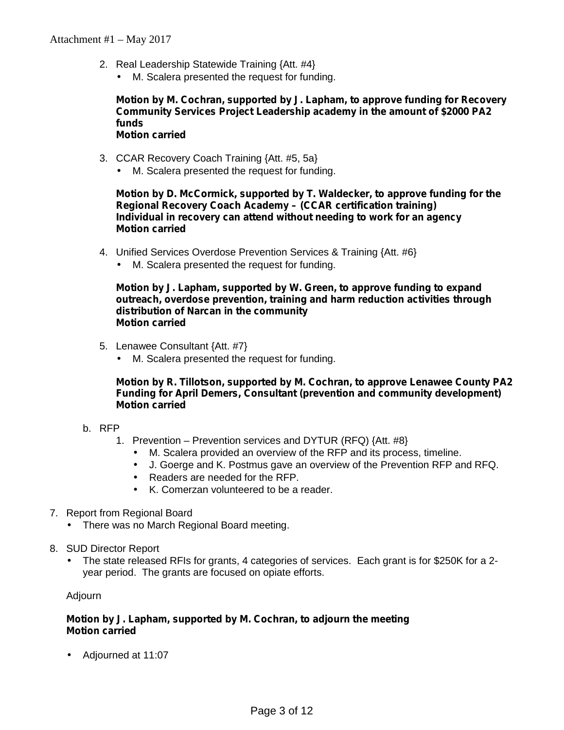Attachment #1 – May 2017

2. Real Leadership Statewide Training {Att. #4}
    - M. Scalera presented the request for funding.

    **Motion by M. Cochran, supported by J. Lapham, to approve funding for Recovery Community Services Project Leadership academy in the amount of $2000 PA2 funds**
    **Motion carried**

3. CCAR Recovery Coach Training {Att. #5, 5a}
    - M. Scalera presented the request for funding.

    **Motion by D. McCormick, supported by T. Waldecker, to approve funding for the Regional Recovery Coach Academy – (CCAR certification training)**
    **Individual in recovery can attend without needing to work for an agency**
    **Motion carried**

4. Unified Services Overdose Prevention Services & Training {Att. #6}
    - M. Scalera presented the request for funding.

    **Motion by J. Lapham, supported by W. Green, to approve funding to expand outreach, overdose prevention, training and harm reduction activities through distribution of Narcan in the community**
    **Motion carried**

5. Lenawee Consultant {Att. #7}
    - M. Scalera presented the request for funding.

    **Motion by R. Tillotson, supported by M. Cochran, to approve Lenawee County PA2 Funding for April Demers, Consultant (prevention and community development)**
    **Motion carried**

b. RFP
    1. Prevention – Prevention services and DYTUR (RFQ) {Att. #8}
        - M. Scalera provided an overview of the RFP and its process, timeline.
        - J. Goerge and K. Postmus gave an overview of the Prevention RFP and RFQ.
        - Readers are needed for the RFP.
        - K. Comerzan volunteered to be a reader.

7. Report from Regional Board
    - There was no March Regional Board meeting.

8. SUD Director Report
    - The state released RFIs for grants, 4 categories of services. Each grant is for $250K for a 2-year period. The grants are focused on opiate efforts.

Adjourn

**Motion by J. Lapham, supported by M. Cochran, to adjourn the meeting**
**Motion carried**

- Adjourned at 11:07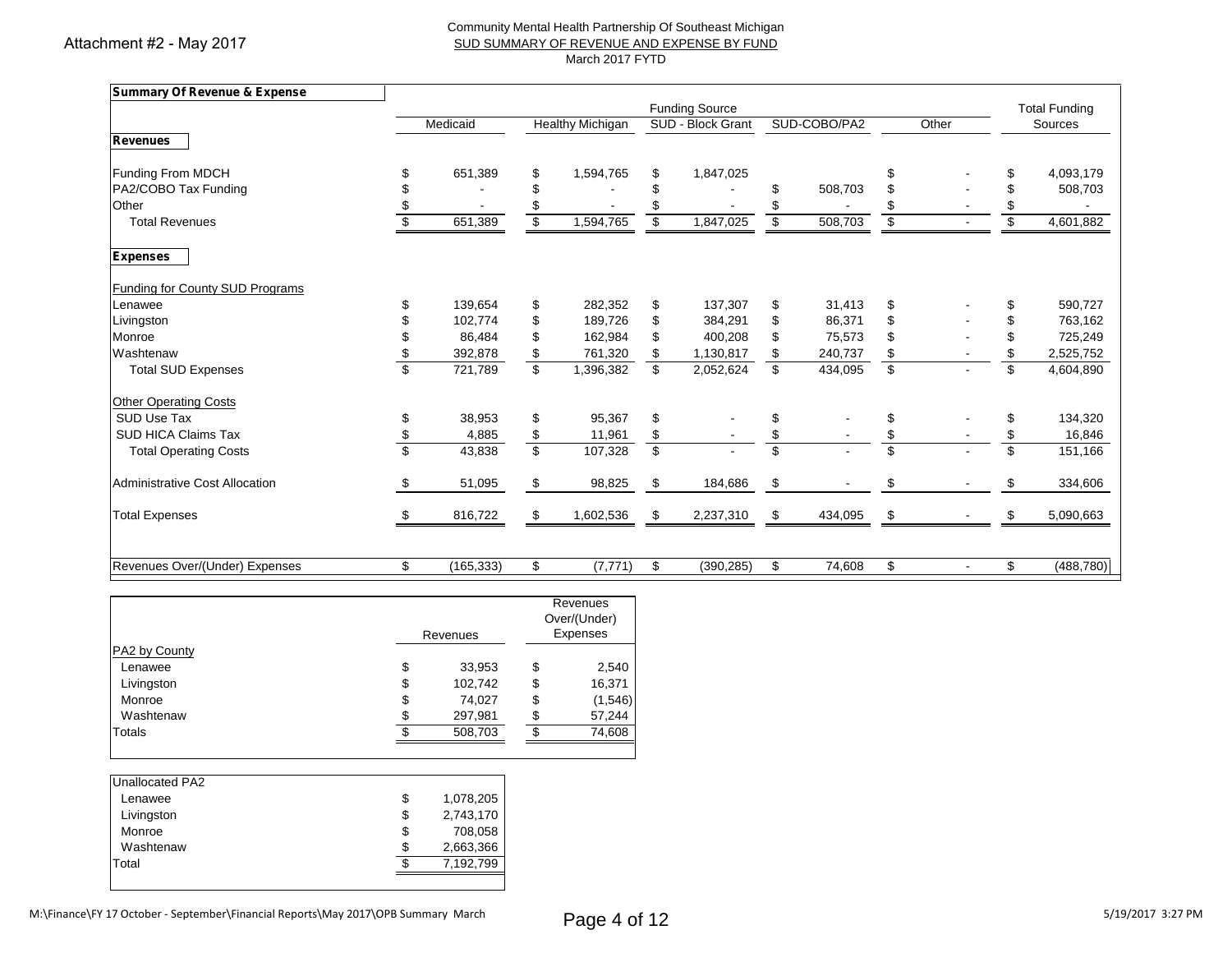Attachment #2 - May 2017

Community Mental Health Partnership Of Southeast Michigan

SUD SUMMARY OF REVENUE AND EXPENSE BY FUND

March 2017 FYTD

**Summary Of Revenue & Expense**

| | Medicaid | Healthy Michigan | SUD - Block Grant | SUD-COBO/PA2 | Other | Total Funding Sources |
|---|---|---|---|---|---|---|
| **Revenues** | | | | | | |
| Funding From MDCH | $ 651,389 | $ 1,594,765 | $ 1,847,025 | | $ - | $ 4,093,179 |
| PA2/COBO Tax Funding | $ - | $ - | $ - | $ 508,703 | $ - | $ 508,703 |
| Other | $ - | $ - | $ - | $ - | $ - | $ - |
| Total Revenues | $ 651,389 | $ 1,594,765 | $ 1,847,025 | $ 508,703 | $ - | $ 4,601,882 |
| **Expenses** | | | | | | |
| Funding for County SUD Programs | | | | | | |
| Lenawee | $ 139,654 | $ 282,352 | $ 137,307 | $ 31,413 | $ - | $ 590,727 |
| Livingston | $ 102,774 | $ 189,726 | $ 384,291 | $ 86,371 | $ - | $ 763,162 |
| Monroe | $ 86,484 | $ 162,984 | $ 400,208 | $ 75,573 | $ - | $ 725,249 |
| Washtenaw | $ 392,878 | $ 761,320 | $ 1,130,817 | $ 240,737 | $ - | $ 2,525,752 |
| Total SUD Expenses | $ 721,789 | $ 1,396,382 | $ 2,052,624 | $ 434,095 | $ - | $ 4,604,890 |
| Other Operating Costs | | | | | | |
| SUD Use Tax | $ 38,953 | $ 95,367 | $ - | $ - | $ - | $ 134,320 |
| SUD HICA Claims Tax | $ 4,885 | $ 11,961 | $ - | $ - | $ - | $ 16,846 |
| Total Operating Costs | $ 43,838 | $ 107,328 | $ - | $ - | $ - | $ 151,166 |
| Administrative Cost Allocation | $ 51,095 | $ 98,825 | $ 184,686 | $ - | $ - | $ 334,606 |
| Total Expenses | $ 816,722 | $ 1,602,536 | $ 2,237,310 | $ 434,095 | $ - | $ 5,090,663 |
| Revenues Over/(Under) Expenses | $ (165,333) | $ (7,771) | $ (390,285) | $ 74,608 | $ - | $ (488,780) |

| | Revenues | Revenues Over/(Under) Expenses |
|---|---|---|
| PA2 by County | | |
| Lenawee | $ 33,953 | $ 2,540 |
| Livingston | $ 102,742 | $ 16,371 |
| Monroe | $ 74,027 | $ (1,546) |
| Washtenaw | $ 297,981 | $ 57,244 |
| Totals | $ 508,703 | $ 74,608 |

| Unallocated PA2 | |
|---|---|
| Lenawee | $ 1,078,205 |
| Livingston | $ 2,743,170 |
| Monroe | $ 708,058 |
| Washtenaw | $ 2,663,366 |
| Total | $ 7,192,799 |

M:\Finance\FY 17 October - September\Financial Reports\May 2017\OPB Summary March 5/19/2017 3:27 PM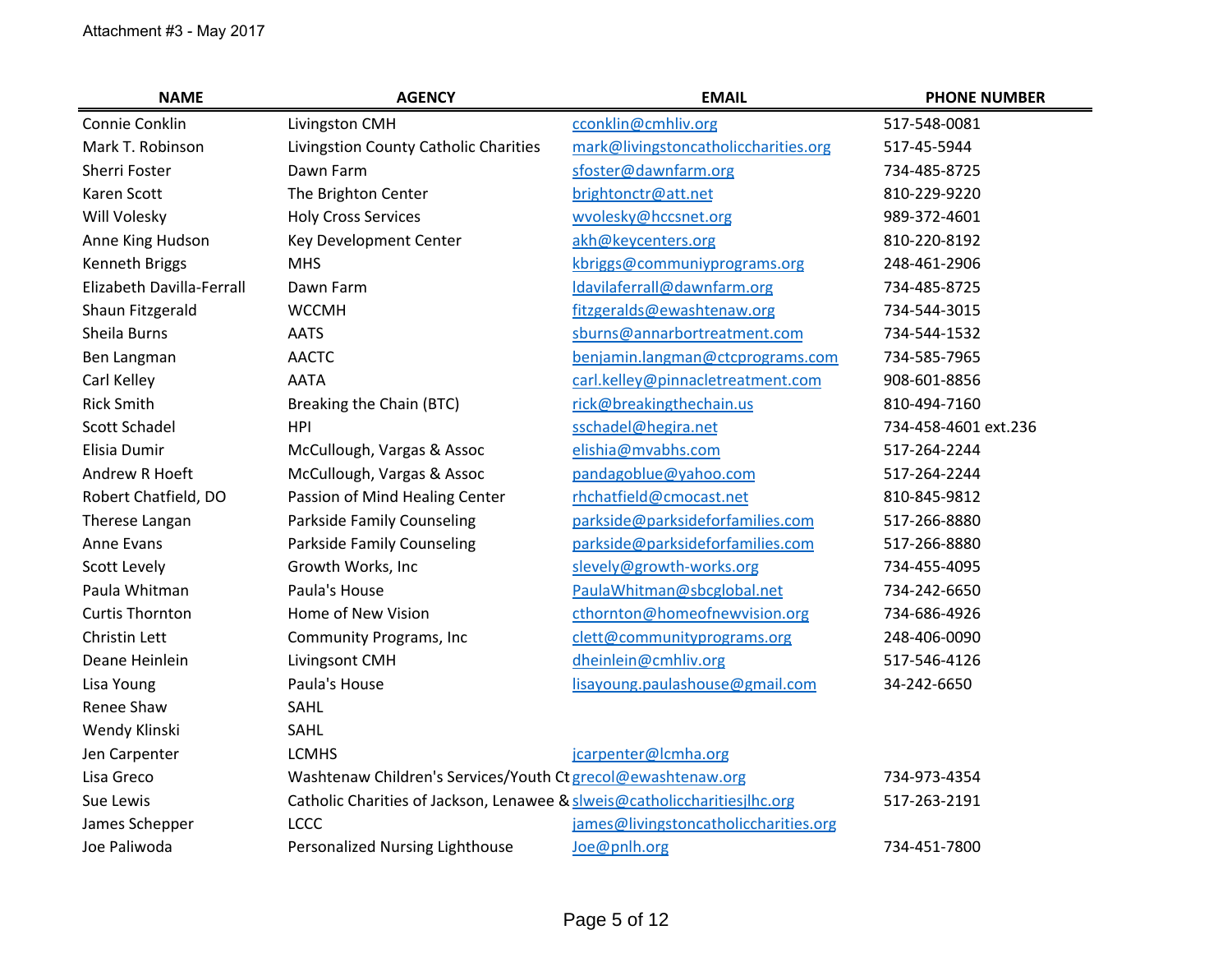Attachment #3 - May 2017

| NAME | AGENCY | EMAIL | PHONE NUMBER |
|---|---|---|---|
| Connie Conklin | Livingston CMH | cconklin@cmhliv.org | 517-548-0081 |
| Mark T. Robinson | Livingstion County Catholic Charities | mark@livingstoncatholiccharities.org | 517-45-5944 |
| Sherri Foster | Dawn Farm | sfoster@dawnfarm.org | 734-485-8725 |
| Karen Scott | The Brighton Center | brightonctr@att.net | 810-229-9220 |
| Will Volesky | Holy Cross Services | wvolesky@hccsnet.org | 989-372-4601 |
| Anne King Hudson | Key Development Center | akh@keycenters.org | 810-220-8192 |
| Kenneth Briggs | MHS | kbriggs@communiyprograms.org | 248-461-2906 |
| Elizabeth Davilla-Ferrall | Dawn Farm | ldavilaferrall@dawnfarm.org | 734-485-8725 |
| Shaun Fitzgerald | WCCMH | fitzgeralds@ewashtenaw.org | 734-544-3015 |
| Sheila Burns | AATS | sburns@annarbortreatment.com | 734-544-1532 |
| Ben Langman | AACTC | benjamin.langman@ctcprograms.com | 734-585-7965 |
| Carl Kelley | AATA | carl.kelley@pinnacletreatment.com | 908-601-8856 |
| Rick Smith | Breaking the Chain (BTC) | rick@breakingthechain.us | 810-494-7160 |
| Scott Schadel | HPI | sschadel@hegira.net | 734-458-4601 ext.236 |
| Elisia Dumir | McCullough, Vargas & Assoc | elishia@mvabhs.com | 517-264-2244 |
| Andrew R Hoeft | McCullough, Vargas & Assoc | pandagoblue@yahoo.com | 517-264-2244 |
| Robert Chatfield, DO | Passion of Mind Healing Center | rhchatfield@cmocast.net | 810-845-9812 |
| Therese Langan | Parkside Family Counseling | parkside@parksideforfamilies.com | 517-266-8880 |
| Anne Evans | Parkside Family Counseling | parkside@parksideforfamilies.com | 517-266-8880 |
| Scott Levely | Growth Works, Inc | slevely@growth-works.org | 734-455-4095 |
| Paula Whitman | Paula's House | PaulaWhitman@sbcglobal.net | 734-242-6650 |
| Curtis Thornton | Home of New Vision | cthornton@homeofnewvision.org | 734-686-4926 |
| Christin Lett | Community Programs, Inc | clett@communityprograms.org | 248-406-0090 |
| Deane Heinlein | Livingsont CMH | dheinlein@cmhliv.org | 517-546-4126 |
| Lisa Young | Paula's House | lisayoung.paulashouse@gmail.com | 34-242-6650 |
| Renee Shaw | SAHL | | |
| Wendy Klinski | SAHL | | |
| Jen Carpenter | LCMHS | jcarpenter@lcmha.org | |
| Lisa Greco | Washtenaw Children's Services/Youth Ct | grecol@ewashtenaw.org | 734-973-4354 |
| Sue Lewis | Catholic Charities of Jackson, Lenawee & | slweis@catholiccharitiesjlhc.org | 517-263-2191 |
| James Schepper | LCCC | james@livingstoncatholiccharities.org | |
| Joe Paliwoda | Personalized Nursing Lighthouse | Joe@pnlh.org | 734-451-7800 |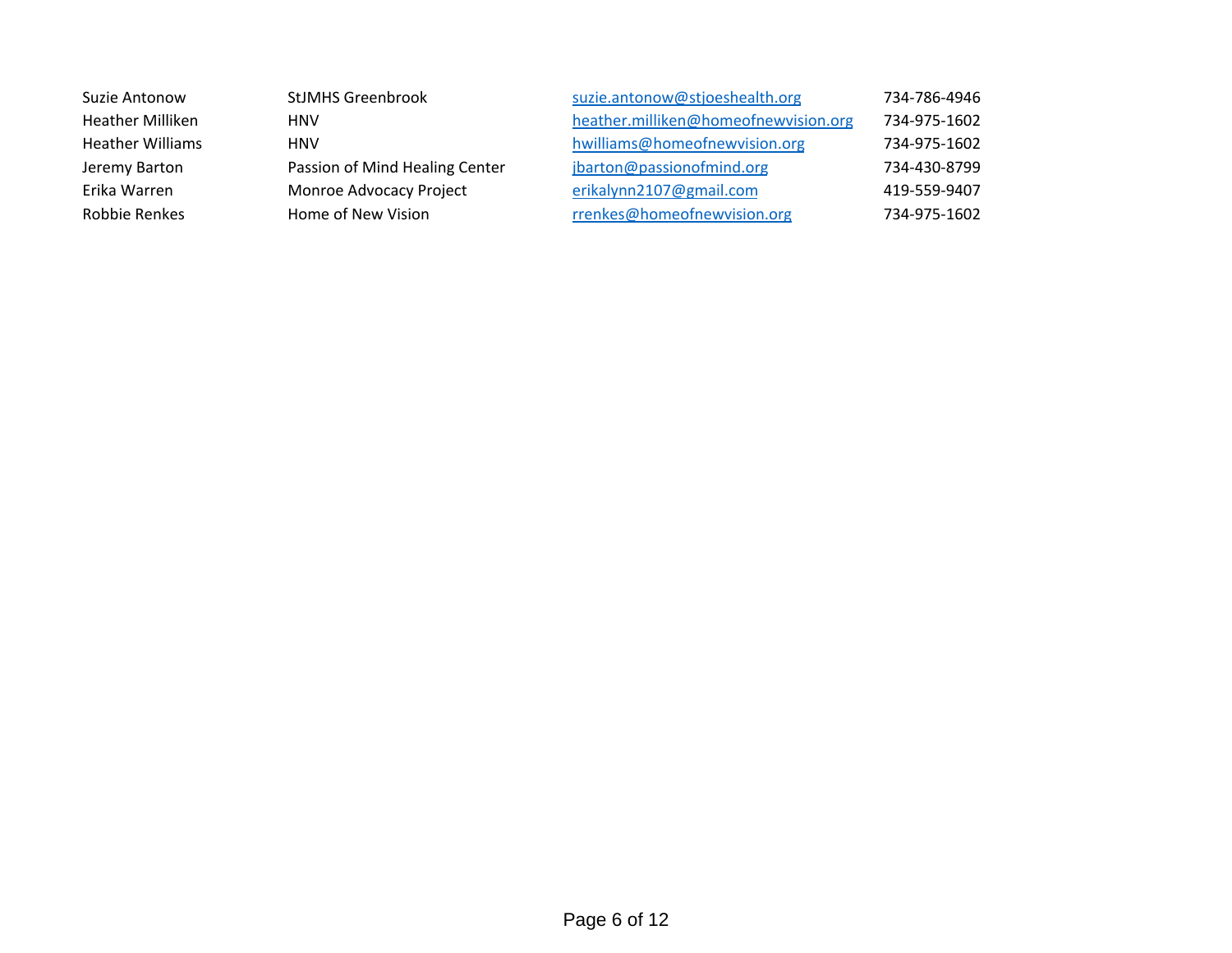| | | | |
|---|---|---|---|
| Suzie Antonow | StJMHS Greenbrook | suzie.antonow@stjoeshealth.org | 734-786-4946 |
| Heather Milliken | HNV | heather.milliken@homeofnewvision.org | 734-975-1602 |
| Heather Williams | HNV | hwilliams@homeofnewvision.org | 734-975-1602 |
| Jeremy Barton | Passion of Mind Healing Center | jbarton@passionofmind.org | 734-430-8799 |
| Erika Warren | Monroe Advocacy Project | erikalynn2107@gmail.com | 419-559-9407 |
| Robbie Renkes | Home of New Vision | rrenkes@homeofnewvision.org | 734-975-1602 |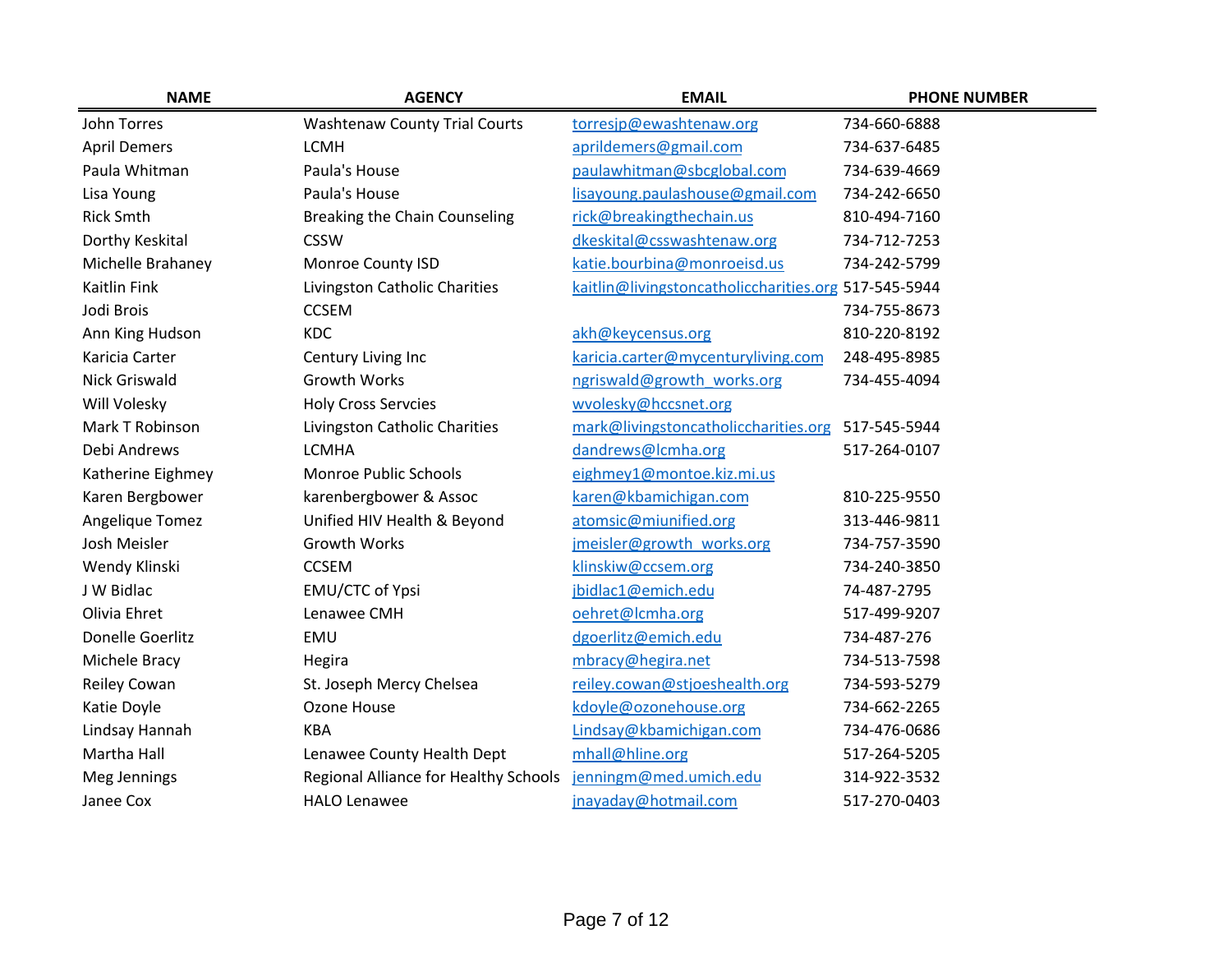| NAME | AGENCY | EMAIL | PHONE NUMBER |
|---|---|---|---|
| John Torres | Washtenaw County Trial Courts | torresjp@ewashtenaw.org | 734-660-6888 |
| April Demers | LCMH | aprildemers@gmail.com | 734-637-6485 |
| Paula Whitman | Paula's House | paulawhitman@sbcglobal.com | 734-639-4669 |
| Lisa Young | Paula's House | lisayoung.paulashouse@gmail.com | 734-242-6650 |
| Rick Smth | Breaking the Chain Counseling | rick@breakingthechain.us | 810-494-7160 |
| Dorthy Keskital | CSSW | dkeskital@csswashtenaw.org | 734-712-7253 |
| Michelle Brahaney | Monroe County ISD | katie.bourbina@monroeisd.us | 734-242-5799 |
| Kaitlin Fink | Livingston Catholic Charities | kaitlin@livingstoncatholiccharities.org | 517-545-5944 |
| Jodi Brois | CCSEM | | 734-755-8673 |
| Ann King Hudson | KDC | akh@keycensus.org | 810-220-8192 |
| Karicia Carter | Century Living Inc | karicia.carter@mycenturyliving.com | 248-495-8985 |
| Nick Griswald | Growth Works | ngriswald@growth_works.org | 734-455-4094 |
| Will Volesky | Holy Cross Servcies | wvolesky@hccsnet.org | |
| Mark T Robinson | Livingston Catholic Charities | mark@livingstoncatholiccharities.org | 517-545-5944 |
| Debi Andrews | LCMHA | dandrews@lcmha.org | 517-264-0107 |
| Katherine Eighmey | Monroe Public Schools | eighmey1@montoe.kiz.mi.us | |
| Karen Bergbower | karenbergbower & Assoc | karen@kbamichigan.com | 810-225-9550 |
| Angelique Tomez | Unified HIV Health & Beyond | atomsic@miunified.org | 313-446-9811 |
| Josh Meisler | Growth Works | jmeisler@growth_works.org | 734-757-3590 |
| Wendy Klinski | CCSEM | klinskiw@ccsem.org | 734-240-3850 |
| J W Bidlac | EMU/CTC of Ypsi | jbidlac1@emich.edu | 74-487-2795 |
| Olivia Ehret | Lenawee CMH | oehret@lcmha.org | 517-499-9207 |
| Donelle Goerlitz | EMU | dgoerlitz@emich.edu | 734-487-276 |
| Michele Bracy | Hegira | mbracy@hegira.net | 734-513-7598 |
| Reiley Cowan | St. Joseph Mercy Chelsea | reiley.cowan@stjoeshealth.org | 734-593-5279 |
| Katie Doyle | Ozone House | kdoyle@ozonehouse.org | 734-662-2265 |
| Lindsay Hannah | KBA | Lindsay@kbamichigan.com | 734-476-0686 |
| Martha Hall | Lenawee County Health Dept | mhall@hline.org | 517-264-5205 |
| Meg Jennings | Regional Alliance for Healthy Schools | jenningm@med.umich.edu | 314-922-3532 |
| Janee Cox | HALO Lenawee | jnayaday@hotmail.com | 517-270-0403 |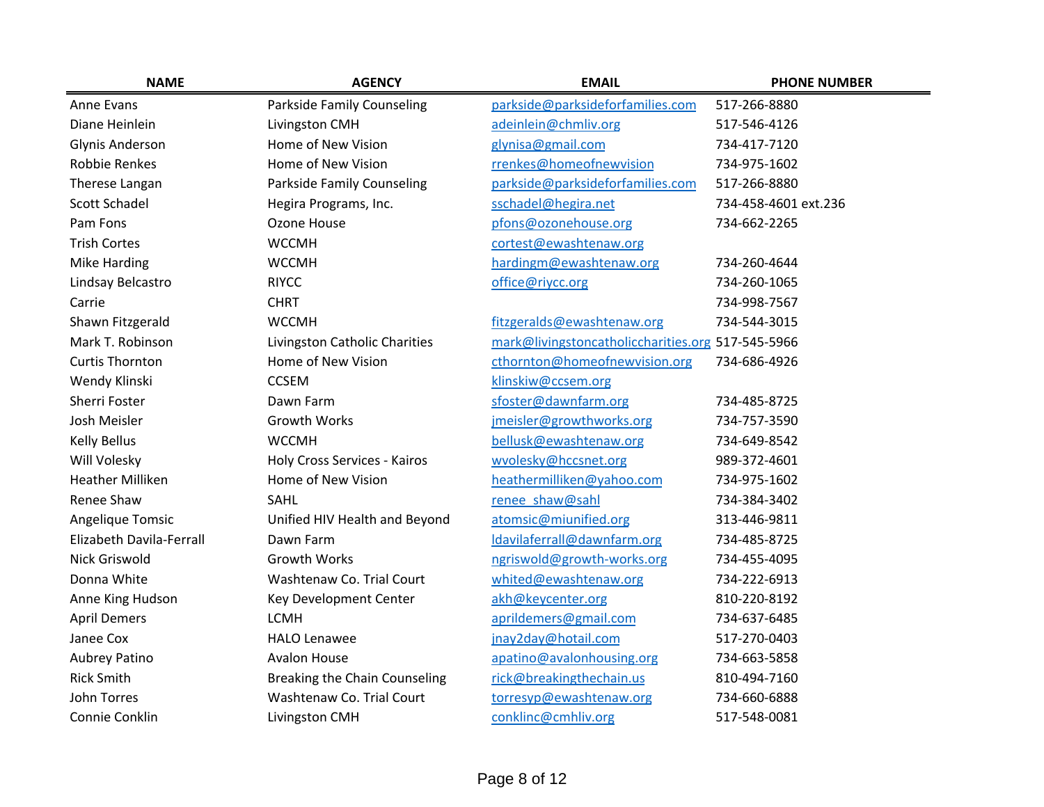| NAME | AGENCY | EMAIL | PHONE NUMBER |
|---|---|---|---|
| Anne Evans | Parkside Family Counseling | parkside@parksideforfamilies.com | 517-266-8880 |
| Diane Heinlein | Livingston CMH | adeinlein@chmliv.org | 517-546-4126 |
| Glynis Anderson | Home of New Vision | glynisa@gmail.com | 734-417-7120 |
| Robbie Renkes | Home of New Vision | rrenkes@homeofnewvision | 734-975-1602 |
| Therese Langan | Parkside Family Counseling | parkside@parksideforfamilies.com | 517-266-8880 |
| Scott Schadel | Hegira Programs, Inc. | sschadel@hegira.net | 734-458-4601 ext.236 |
| Pam Fons | Ozone House | pfons@ozonehouse.org | 734-662-2265 |
| Trish Cortes | WCCMH | cortest@ewashtenaw.org | |
| Mike Harding | WCCMH | hardingm@ewashtenaw.org | 734-260-4644 |
| Lindsay Belcastro | RIYCC | office@riycc.org | 734-260-1065 |
| Carrie | CHRT | | 734-998-7567 |
| Shawn Fitzgerald | WCCMH | fitzgeralds@ewashtenaw.org | 734-544-3015 |
| Mark T. Robinson | Livingston Catholic Charities | mark@livingstoncatholiccharities.org | 517-545-5966 |
| Curtis Thornton | Home of New Vision | cthornton@homeofnewvision.org | 734-686-4926 |
| Wendy Klinski | CCSEM | klinskiw@ccsem.org | |
| Sherri Foster | Dawn Farm | sfoster@dawnfarm.org | 734-485-8725 |
| Josh Meisler | Growth Works | jmeisler@growthworks.org | 734-757-3590 |
| Kelly Bellus | WCCMH | bellusk@ewashtenaw.org | 734-649-8542 |
| Will Volesky | Holy Cross Services - Kairos | wvolesky@hccsnet.org | 989-372-4601 |
| Heather Milliken | Home of New Vision | heathermilliken@yahoo.com | 734-975-1602 |
| Renee Shaw | SAHL | renee_shaw@sahl | 734-384-3402 |
| Angelique Tomsic | Unified HIV Health and Beyond | atomsic@miunified.org | 313-446-9811 |
| Elizabeth Davila-Ferrall | Dawn Farm | ldavilaferrall@dawnfarm.org | 734-485-8725 |
| Nick Griswold | Growth Works | ngriswold@growth-works.org | 734-455-4095 |
| Donna White | Washtenaw Co. Trial Court | whited@ewashtenaw.org | 734-222-6913 |
| Anne King Hudson | Key Development Center | akh@keycenter.org | 810-220-8192 |
| April Demers | LCMH | aprildemers@gmail.com | 734-637-6485 |
| Janee Cox | HALO Lenawee | jnay2day@hotail.com | 517-270-0403 |
| Aubrey Patino | Avalon House | apatino@avalonhousing.org | 734-663-5858 |
| Rick Smith | Breaking the Chain Counseling | rick@breakingthechain.us | 810-494-7160 |
| John Torres | Washtenaw Co. Trial Court | torresyp@ewashtenaw.org | 734-660-6888 |
| Connie Conklin | Livingston CMH | conklinc@cmhliv.org | 517-548-0081 |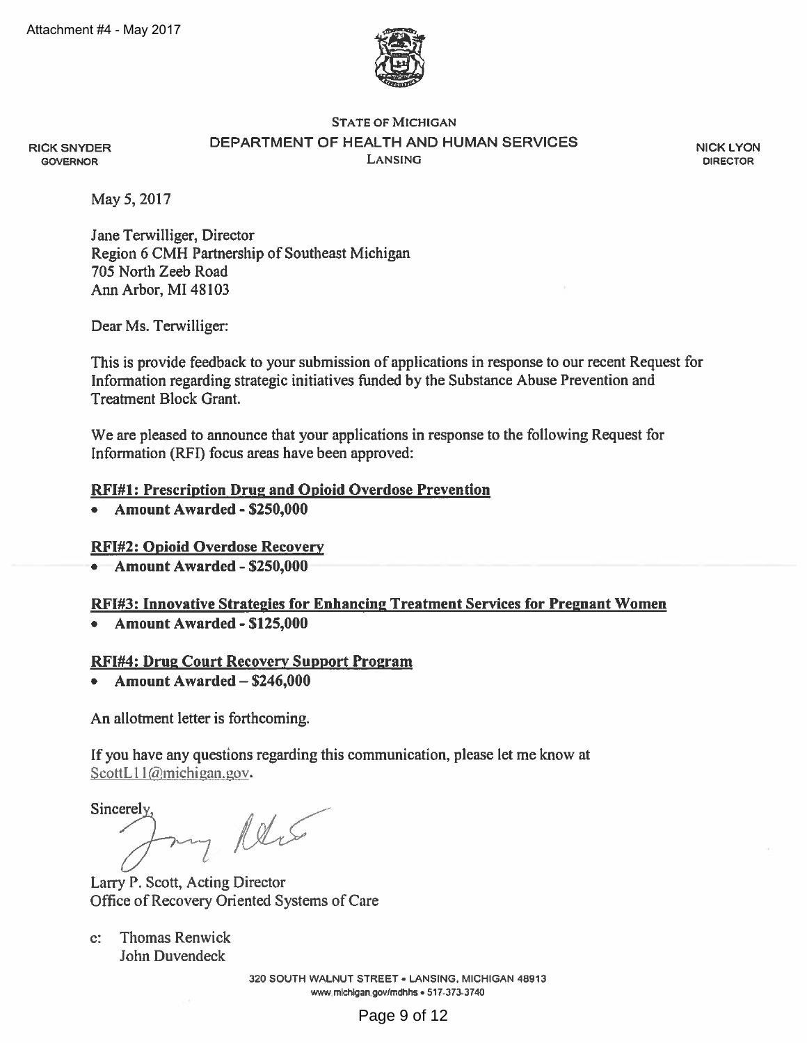Attachment #4 - May 2017

STATE OF MICHIGAN

DEPARTMENT OF HEALTH AND HUMAN SERVICES

LANSING

RICK SNYDER
GOVERNOR

NICK LYON
DIRECTOR

May 5, 2017

Jane Terwilliger, Director
Region 6 CMH Partnership of Southeast Michigan
705 North Zeeb Road
Ann Arbor, MI 48103

Dear Ms. Terwilliger:

This is provide feedback to your submission of applications in response to our recent Request for Information regarding strategic initiatives funded by the Substance Abuse Prevention and Treatment Block Grant.

We are pleased to announce that your applications in response to the following Request for Information (RFI) focus areas have been approved:

**RFI#1: Prescription Drug and Opioid Overdose Prevention**

- **Amount Awarded - $250,000**

**RFI#2: Opioid Overdose Recovery**

- **Amount Awarded - $250,000**

**RFI#3: Innovative Strategies for Enhancing Treatment Services for Pregnant Women**

- **Amount Awarded - $125,000**

**RFI#4: Drug Court Recovery Support Program**

- **Amount Awarded – $246,000**

An allotment letter is forthcoming.

If you have any questions regarding this communication, please let me know at ScottL11@michigan.gov.

Sincerely,

Larry P. Scott, Acting Director
Office of Recovery Oriented Systems of Care

c: Thomas Renwick
John Duvendeck

320 SOUTH WALNUT STREET • LANSING, MICHIGAN 48913
www.michigan.gov/mdhhs • 517-373-3740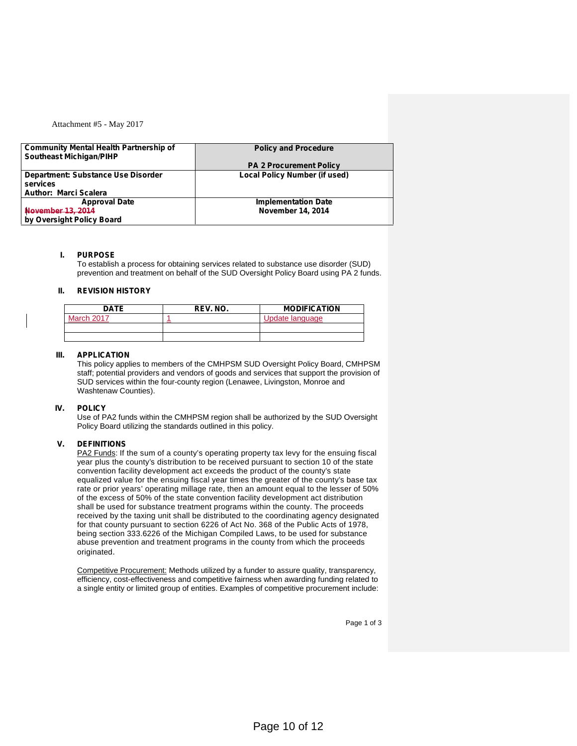Attachment #5 - May 2017

| Community Mental Health Partnership of Southeast Michigan/PIHP | Policy and Procedure<br><br>PA 2 Procurement Policy |
|---|---|
| Department: Substance Use Disorder services<br>Author: Marci Scalera | Local Policy Number (if used) |
| Approval Date<br>~~November 13, 2014~~<br>by Oversight Policy Board | Implementation Date<br>November 14, 2014 |

**I. PURPOSE**

To establish a process for obtaining services related to substance use disorder (SUD) prevention and treatment on behalf of the SUD Oversight Policy Board using PA 2 funds.

**II. REVISION HISTORY**

| DATE | REV. NO. | MODIFICATION |
|---|---|---|
| March 2017 | 1 | Update language |
| | | |
| | | |

**III. APPLICATION**

This policy applies to members of the CMHPSM SUD Oversight Policy Board, CMHPSM staff; potential providers and vendors of goods and services that support the provision of SUD services within the four-county region (Lenawee, Livingston, Monroe and Washtenaw Counties).

**IV. POLICY**

Use of PA2 funds within the CMHPSM region shall be authorized by the SUD Oversight Policy Board utilizing the standards outlined in this policy.

**V. DEFINITIONS**

PA2 Funds: If the sum of a county's operating property tax levy for the ensuing fiscal year plus the county's distribution to be received pursuant to section 10 of the state convention facility development act exceeds the product of the county's state equalized value for the ensuing fiscal year times the greater of the county's base tax rate or prior years' operating millage rate, then an amount equal to the lesser of 50% of the excess of 50% of the state convention facility development act distribution shall be used for substance treatment programs within the county. The proceeds received by the taxing unit shall be distributed to the coordinating agency designated for that county pursuant to section 6226 of Act No. 368 of the Public Acts of 1978, being section 333.6226 of the Michigan Compiled Laws, to be used for substance abuse prevention and treatment programs in the county from which the proceeds originated.

Competitive Procurement: Methods utilized by a funder to assure quality, transparency, efficiency, cost-effectiveness and competitive fairness when awarding funding related to a single entity or limited group of entities. Examples of competitive procurement include: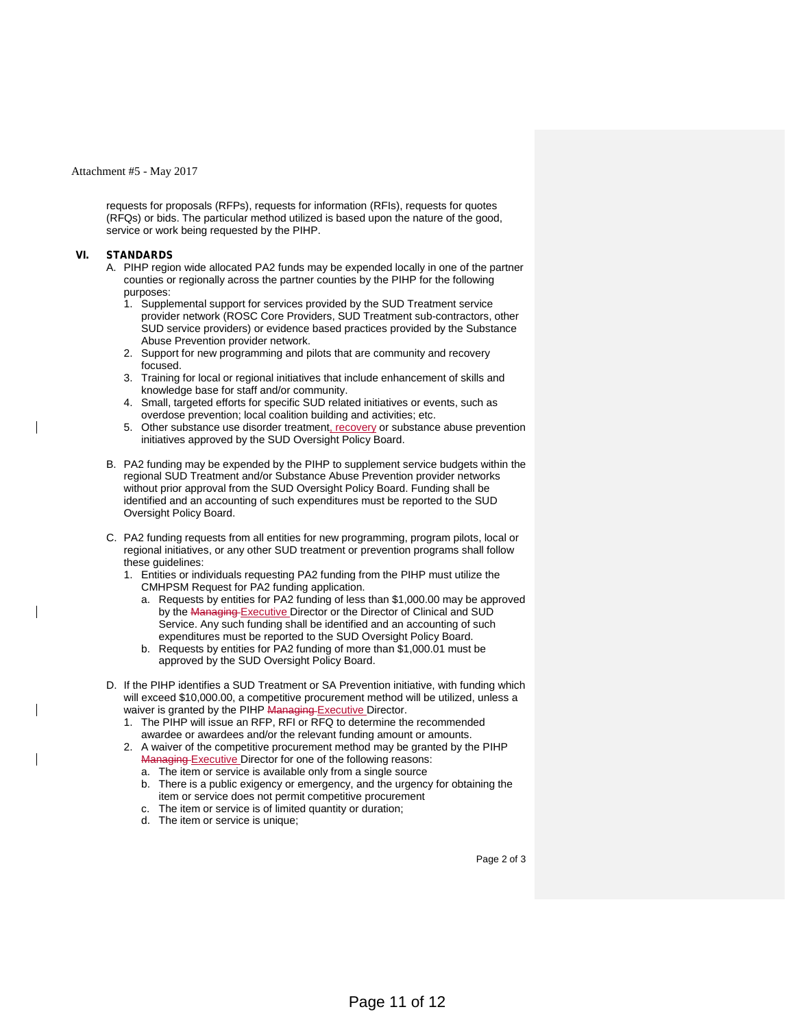requests for proposals (RFPs), requests for information (RFIs), requests for quotes (RFQs) or bids. The particular method utilized is based upon the nature of the good, service or work being requested by the PIHP.

## VI. STANDARDS

A. PIHP region wide allocated PA2 funds may be expended locally in one of the partner counties or regionally across the partner counties by the PIHP for the following purposes:
   1. Supplemental support for services provided by the SUD Treatment service provider network (ROSC Core Providers, SUD Treatment sub-contractors, other SUD service providers) or evidence based practices provided by the Substance Abuse Prevention provider network.
   2. Support for new programming and pilots that are community and recovery focused.
   3. Training for local or regional initiatives that include enhancement of skills and knowledge base for staff and/or community.
   4. Small, targeted efforts for specific SUD related initiatives or events, such as overdose prevention; local coalition building and activities; etc.
   5. Other substance use disorder treatment, recovery or substance abuse prevention initiatives approved by the SUD Oversight Policy Board.

B. PA2 funding may be expended by the PIHP to supplement service budgets within the regional SUD Treatment and/or Substance Abuse Prevention provider networks without prior approval from the SUD Oversight Policy Board. Funding shall be identified and an accounting of such expenditures must be reported to the SUD Oversight Policy Board.

C. PA2 funding requests from all entities for new programming, program pilots, local or regional initiatives, or any other SUD treatment or prevention programs shall follow these guidelines:
   1. Entities or individuals requesting PA2 funding from the PIHP must utilize the CMHPSM Request for PA2 funding application.
      a. Requests by entities for PA2 funding of less than $1,000.00 may be approved by the ~~Managing~~ Executive Director or the Director of Clinical and SUD Service. Any such funding shall be identified and an accounting of such expenditures must be reported to the SUD Oversight Policy Board.
      b. Requests by entities for PA2 funding of more than $1,000.01 must be approved by the SUD Oversight Policy Board.

D. If the PIHP identifies a SUD Treatment or SA Prevention initiative, with funding which will exceed $10,000.00, a competitive procurement method will be utilized, unless a waiver is granted by the PIHP ~~Managing~~ Executive Director.
   1. The PIHP will issue an RFP, RFI or RFQ to determine the recommended awardee or awardees and/or the relevant funding amount or amounts.
   2. A waiver of the competitive procurement method may be granted by the PIHP ~~Managing~~ Executive Director for one of the following reasons:
      a. The item or service is available only from a single source
      b. There is a public exigency or emergency, and the urgency for obtaining the item or service does not permit competitive procurement
      c. The item or service is of limited quantity or duration;
      d. The item or service is unique;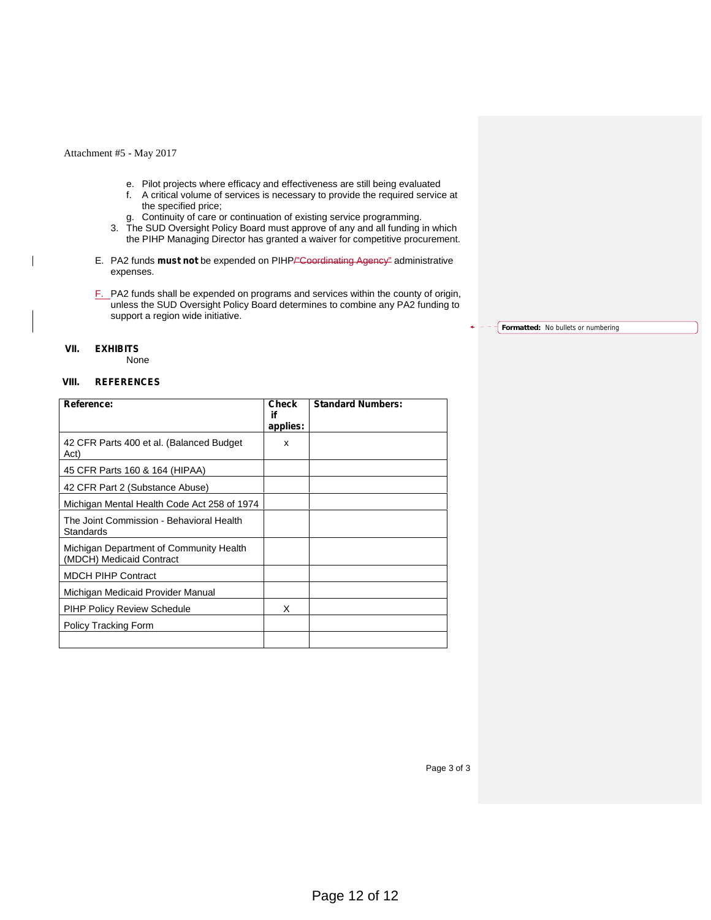Attachment #5 - May 2017

   e. Pilot projects where efficacy and effectiveness are still being evaluated
   f. A critical volume of services is necessary to provide the required service at the specified price;
   g. Continuity of care or continuation of existing service programming.
3. The SUD Oversight Policy Board must approve of any and all funding in which the PIHP Managing Director has granted a waiver for competitive procurement.

E. PA2 funds **must not** be expended on PIHP/"Coordinating Agency" administrative expenses.

F. PA2 funds shall be expended on programs and services within the county of origin, unless the SUD Oversight Policy Board determines to combine any PA2 funding to support a region wide initiative.

**Formatted:** No bullets or numbering

## VII. EXHIBITS

None

## VIII. REFERENCES

| Reference: | Check if applies: | Standard Numbers: |
|---|---|---|
| 42 CFR Parts 400 et al. (Balanced Budget Act) | x | |
| 45 CFR Parts 160 & 164 (HIPAA) | | |
| 42 CFR Part 2 (Substance Abuse) | | |
| Michigan Mental Health Code Act 258 of 1974 | | |
| The Joint Commission - Behavioral Health Standards | | |
| Michigan Department of Community Health (MDCH) Medicaid Contract | | |
| MDCH PIHP Contract | | |
| Michigan Medicaid Provider Manual | | |
| PIHP Policy Review Schedule | X | |
| Policy Tracking Form | | |
| | | |